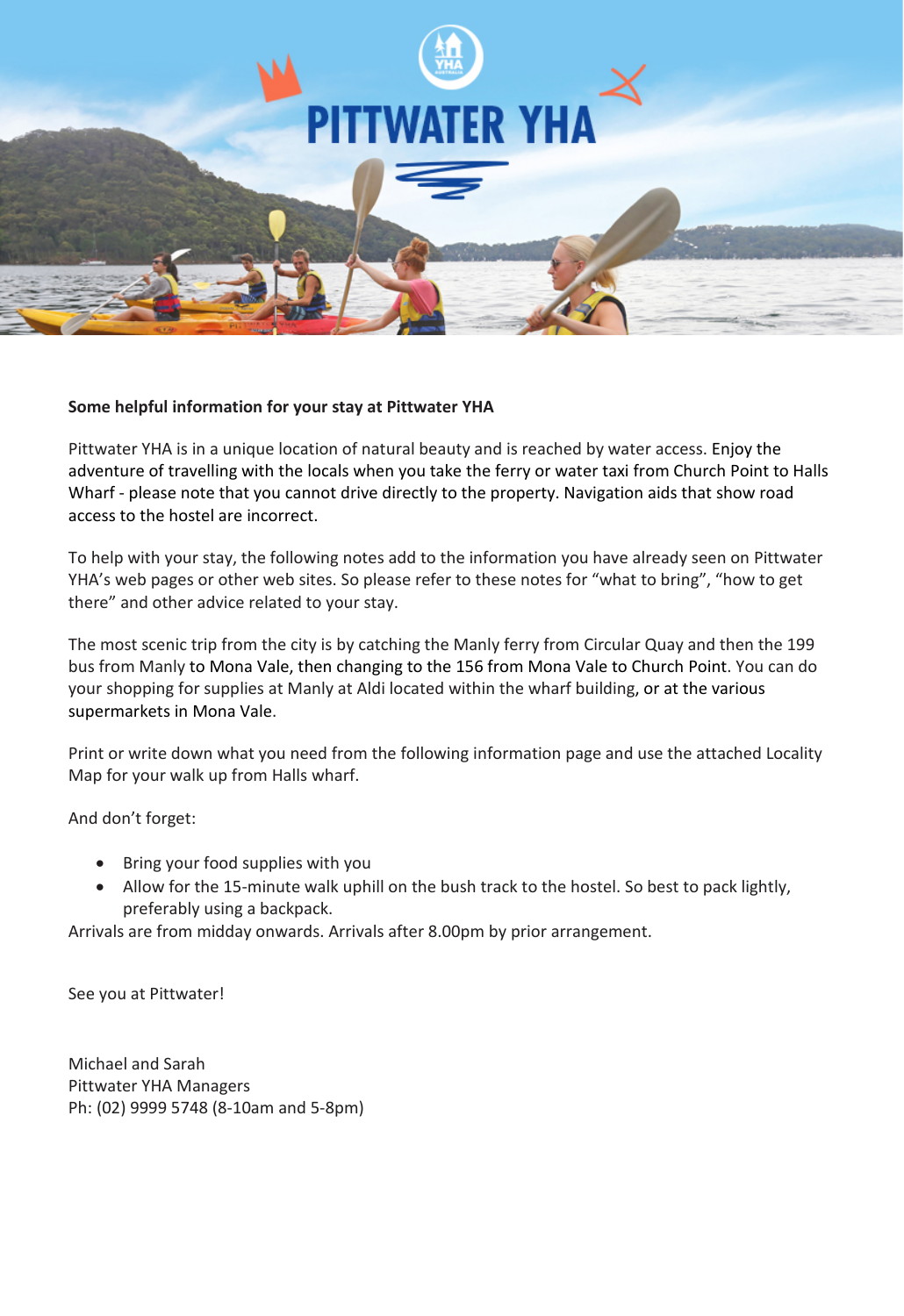# PITTWATER YHA

**Some helpful information for your stay at Pittwater YHA**

Pittwater YHA is in a unique location of natural beauty and is reached by water access. Enjoy the adventure of travelling with the locals when you take the ferry or water taxi from Church Point to Halls Wharf - please note that you cannot drive directly to the property. Navigation aids that show road access to the hostel are incorrect.

To help with your stay, the following notes add to the information you have already seen on Pittwater YHA's web pages or other web sites. So please refer to these notes for "what to bring", "how to get there" and other advice related to your stay.

The most scenic trip from the city is by catching the Manly ferry from Circular Quay and then the 199 bus from Manly to Mona Vale, then changing to the 156 from Mona Vale to Church Point. You can do your shopping for supplies at Manly at Aldi located within the wharf building, or at the various supermarkets in Mona Vale.

Print or write down what you need from the following information page and use the attached Locality Map for your walk up from Halls wharf.

And don't forget:

- Bring your food supplies with you
- Allow for the 15-minute walk uphill on the bush track to the hostel. So best to pack lightly, preferably using a backpack.

Arrivals are from midday onwards. Arrivals after 8.00pm by prior arrangement.

See you at Pittwater!

Michael and Sarah
Pittwater YHA Managers
Ph: (02) 9999 5748 (8-10am and 5-8pm)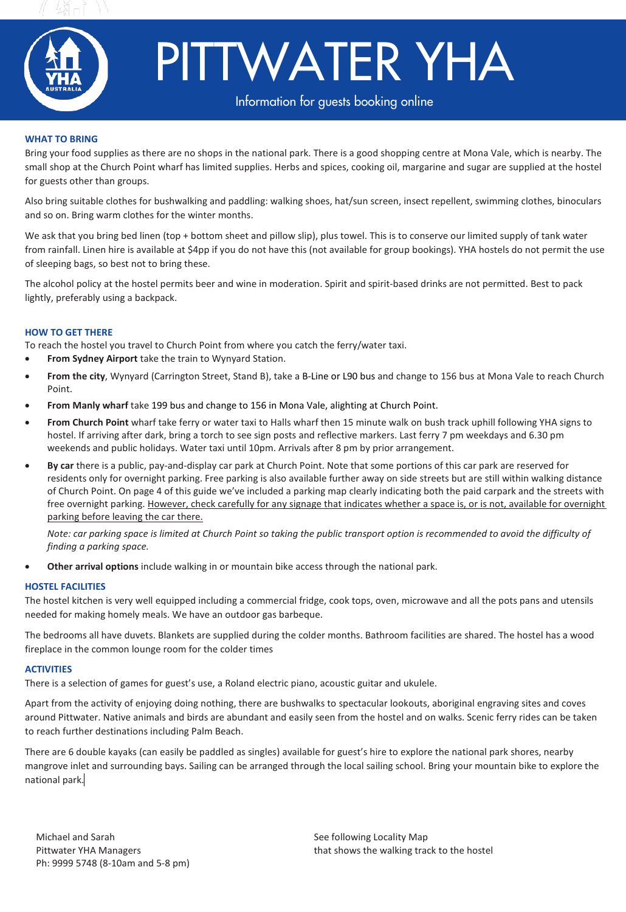# PITTWATER YHA

Information for guests booking online

## WHAT TO BRING

Bring your food supplies as there are no shops in the national park. There is a good shopping centre at Mona Vale, which is nearby. The small shop at the Church Point wharf has limited supplies. Herbs and spices, cooking oil, margarine and sugar are supplied at the hostel for guests other than groups.

Also bring suitable clothes for bushwalking and paddling: walking shoes, hat/sun screen, insect repellent, swimming clothes, binoculars and so on. Bring warm clothes for the winter months.

We ask that you bring bed linen (top + bottom sheet and pillow slip), plus towel. This is to conserve our limited supply of tank water from rainfall. Linen hire is available at $4pp if you do not have this (not available for group bookings). YHA hostels do not permit the use of sleeping bags, so best not to bring these.

The alcohol policy at the hostel permits beer and wine in moderation. Spirit and spirit-based drinks are not permitted. Best to pack lightly, preferably using a backpack.

## HOW TO GET THERE

To reach the hostel you travel to Church Point from where you catch the ferry/water taxi.

- **From Sydney Airport** take the train to Wynyard Station.
- **From the city**, Wynyard (Carrington Street, Stand B), take a B-Line or L90 bus and change to 156 bus at Mona Vale to reach Church Point.
- **From Manly wharf** take 199 bus and change to 156 in Mona Vale, alighting at Church Point.
- **From Church Point** wharf take ferry or water taxi to Halls wharf then 15 minute walk on bush track uphill following YHA signs to hostel. If arriving after dark, bring a torch to see sign posts and reflective markers. Last ferry 7 pm weekdays and 6.30 pm weekends and public holidays. Water taxi until 10pm. Arrivals after 8 pm by prior arrangement.
- **By car** there is a public, pay-and-display car park at Church Point. Note that some portions of this car park are reserved for residents only for overnight parking. Free parking is also available further away on side streets but are still within walking distance of Church Point. On page 4 of this guide we've included a parking map clearly indicating both the paid carpark and the streets with free overnight parking. <u>However, check carefully for any signage that indicates whether a space is, or is not, available for overnight parking before leaving the car there.</u>

  *Note: car parking space is limited at Church Point so taking the public transport option is recommended to avoid the difficulty of finding a parking space.*
- **Other arrival options** include walking in or mountain bike access through the national park.

## HOSTEL FACILITIES

The hostel kitchen is very well equipped including a commercial fridge, cook tops, oven, microwave and all the pots pans and utensils needed for making homely meals. We have an outdoor gas barbeque.

The bedrooms all have duvets. Blankets are supplied during the colder months. Bathroom facilities are shared. The hostel has a wood fireplace in the common lounge room for the colder times

## ACTIVITIES

There is a selection of games for guest's use, a Roland electric piano, acoustic guitar and ukulele.

Apart from the activity of enjoying doing nothing, there are bushwalks to spectacular lookouts, aboriginal engraving sites and coves around Pittwater. Native animals and birds are abundant and easily seen from the hostel and on walks. Scenic ferry rides can be taken to reach further destinations including Palm Beach.

There are 6 double kayaks (can easily be paddled as singles) available for guest's hire to explore the national park shores, nearby mangrove inlet and surrounding bays. Sailing can be arranged through the local sailing school. Bring your mountain bike to explore the national park.

Michael and Sarah
Pittwater YHA Managers
Ph: 9999 5748 (8-10am and 5-8 pm)

See following Locality Map
that shows the walking track to the hostel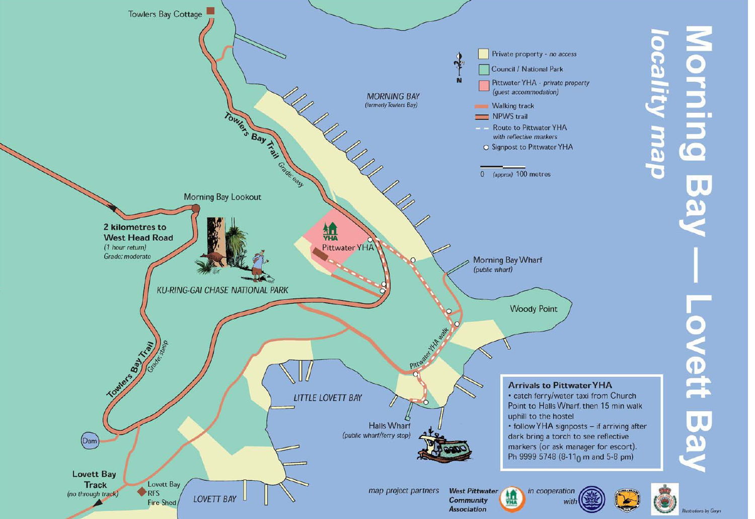# Morning Bay — Lovett Bay *locality map*

**Legend**

- Private property - *no access*
- Council / National Park
- Pittwater YHA - *private property (guest accommodation)*
- Walking track
- NPWS trail
- Route to Pittwater YHA *with reflective markers*
- Signpost to Pittwater YHA

0 *(approx)* 100 metres

N

Towlers Bay Cottage

MORNING BAY *(formerly Towlers Bay)*

Towlers Bay Trail *Grade: easy*

Morning Bay Lookout

**2 kilometres to West Head Road** *(1 hour return)* *Grade: moderate*

Pittwater YHA

Morning Bay Wharf *(public wharf)*

Woody Point

KU-RING-GAI CHASE NATIONAL PARK

Towlers Bay Trail *Grade: steep*

Pittwater YHA walk

LITTLE LOVETT BAY

Halls Wharf *(public wharf/ferry stop)*

Dam

**Lovett Bay Track** *(no through track)*

Lovett Bay RFS Fire Shed

LOVETT BAY

### Arrivals to Pittwater YHA

- catch ferry/water taxi from Church Point to Halls Wharf, then 15 min walk uphill to the hostel
- follow YHA signposts – if arriving after dark bring a torch to see reflective markers (or ask manager for escort). Ph 9999 5748 (8-11 am and 5-8 pm)

*map project partners* **West Pittwater Community Association** *in cooperation with*

*Illustrations by Gwyn*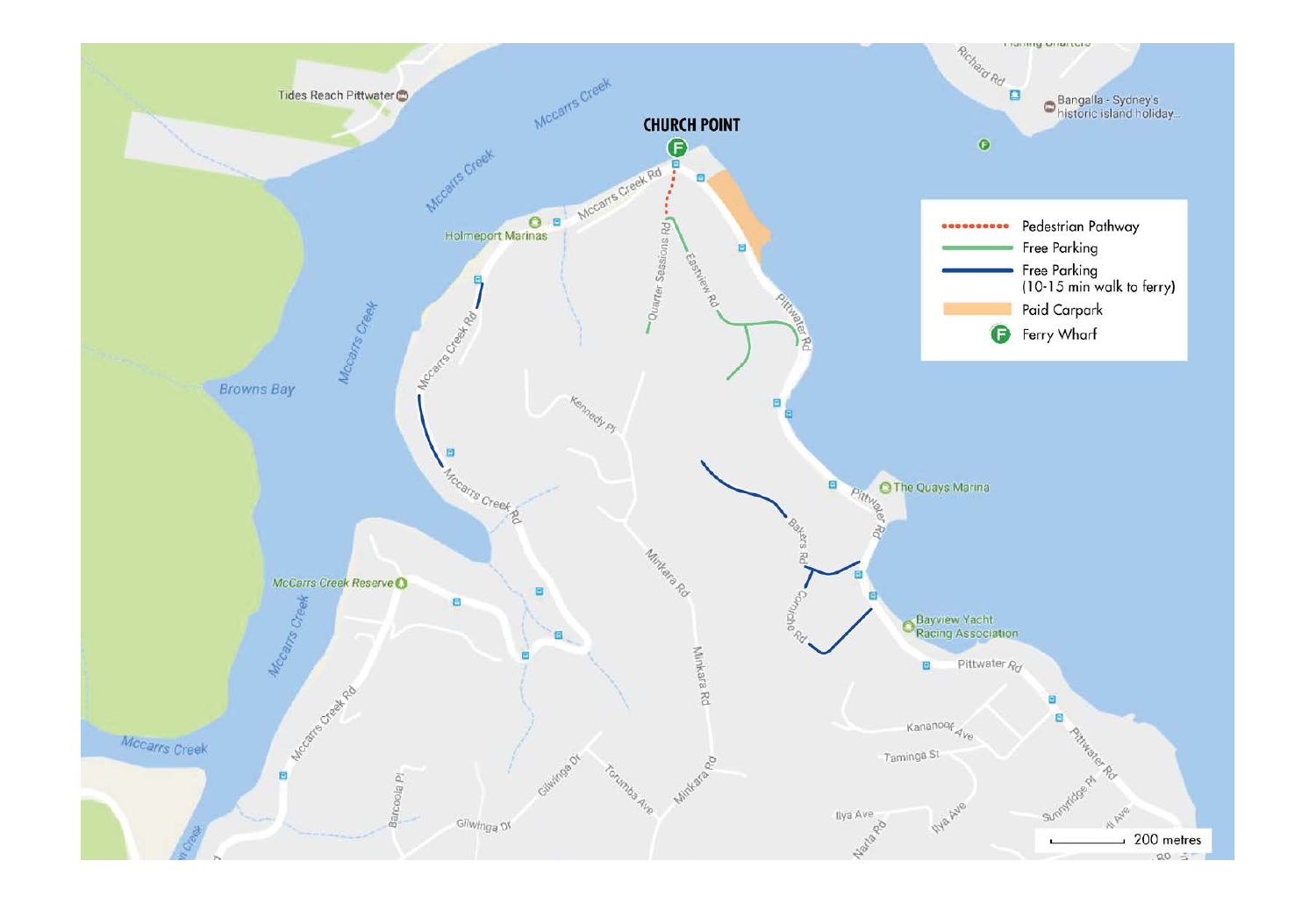CHURCH POINT

Pedestrian Pathway

Free Parking

Free Parking (10-15 min walk to ferry)

Paid Carpark

Ferry Wharf

200 metres